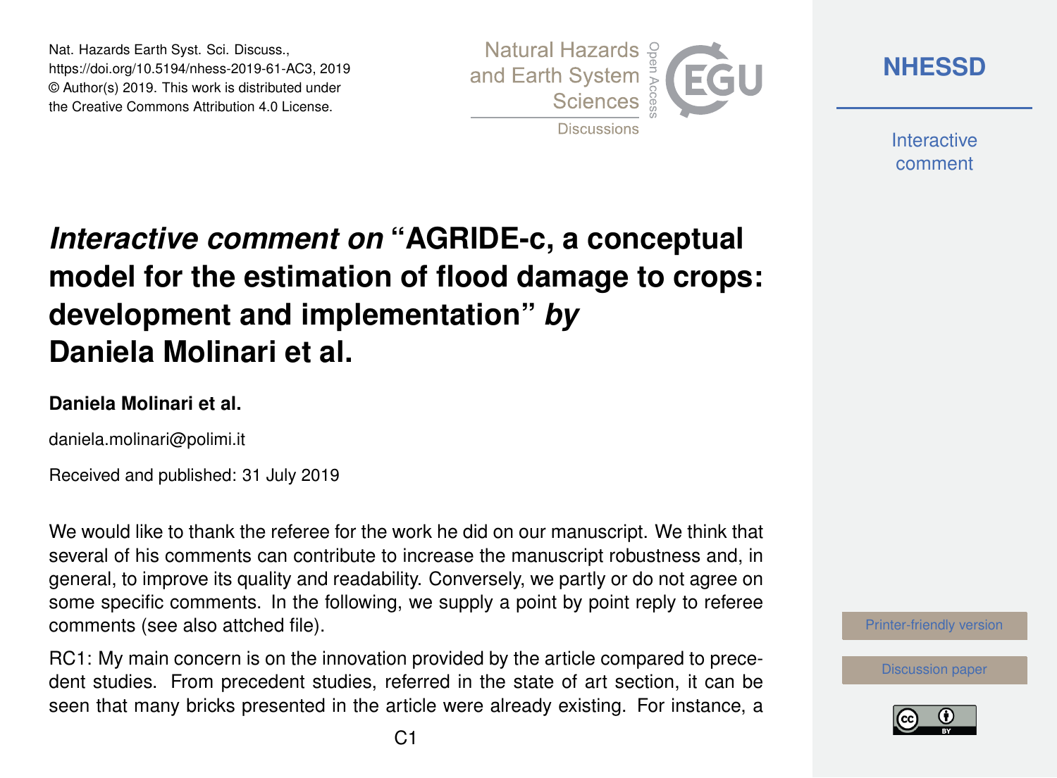Nat. Hazards Earth Syst. Sci. Discuss.,
https://doi.org/10.5194/nhess-2019-61-AC3, 2019
© Author(s) 2019. This work is distributed under
the Creative Commons Attribution 4.0 License.

# *Interactive comment on* "AGRIDE-c, a conceptual model for the estimation of flood damage to crops: development and implementation" *by* Daniela Molinari et al.

**Daniela Molinari et al.**

daniela.molinari@polimi.it

Received and published: 31 July 2019

We would like to thank the referee for the work he did on our manuscript. We think that several of his comments can contribute to increase the manuscript robustness and, in general, to improve its quality and readability. Conversely, we partly or do not agree on some specific comments. In the following, we supply a point by point reply to referee comments (see also attched file).

RC1: My main concern is on the innovation provided by the article compared to precedent studies. From precedent studies, referred in the state of art section, it can be seen that many bricks presented in the article were already existing. For instance, a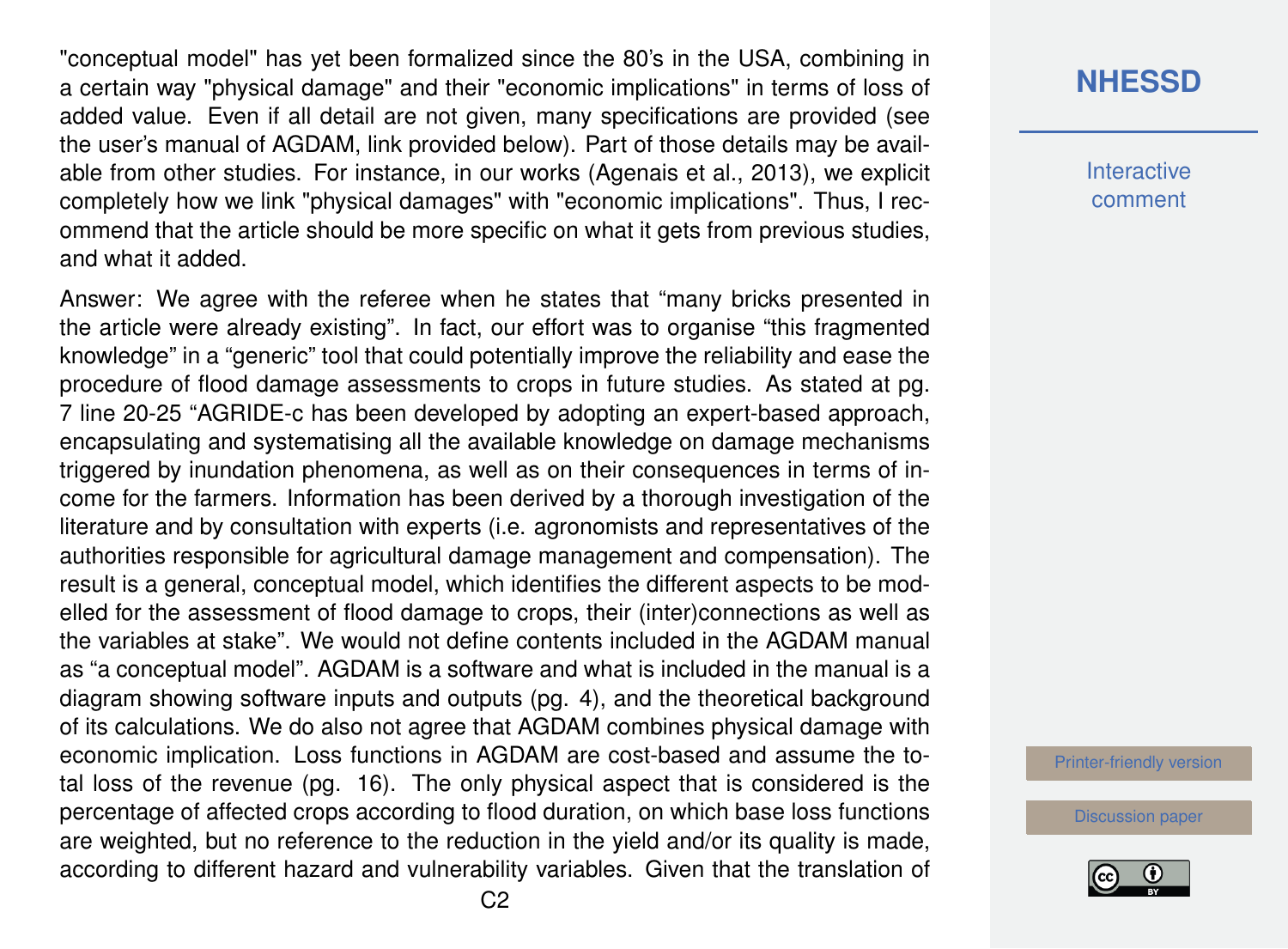"conceptual model" has yet been formalized since the 80's in the USA, combining in a certain way "physical damage" and their "economic implications" in terms of loss of added value. Even if all detail are not given, many specifications are provided (see the user's manual of AGDAM, link provided below). Part of those details may be available from other studies. For instance, in our works (Agenais et al., 2013), we explicit completely how we link "physical damages" with "economic implications". Thus, I recommend that the article should be more specific on what it gets from previous studies, and what it added.

Answer: We agree with the referee when he states that "many bricks presented in the article were already existing". In fact, our effort was to organise "this fragmented knowledge" in a "generic" tool that could potentially improve the reliability and ease the procedure of flood damage assessments to crops in future studies. As stated at pg. 7 line 20-25 "AGRIDE-c has been developed by adopting an expert-based approach, encapsulating and systematising all the available knowledge on damage mechanisms triggered by inundation phenomena, as well as on their consequences in terms of income for the farmers. Information has been derived by a thorough investigation of the literature and by consultation with experts (i.e. agronomists and representatives of the authorities responsible for agricultural damage management and compensation). The result is a general, conceptual model, which identifies the different aspects to be modelled for the assessment of flood damage to crops, their (inter)connections as well as the variables at stake". We would not define contents included in the AGDAM manual as "a conceptual model". AGDAM is a software and what is included in the manual is a diagram showing software inputs and outputs (pg. 4), and the theoretical background of its calculations. We do also not agree that AGDAM combines physical damage with economic implication. Loss functions in AGDAM are cost-based and assume the total loss of the revenue (pg. 16). The only physical aspect that is considered is the percentage of affected crops according to flood duration, on which base loss functions are weighted, but no reference to the reduction in the yield and/or its quality is made, according to different hazard and vulnerability variables. Given that the translation of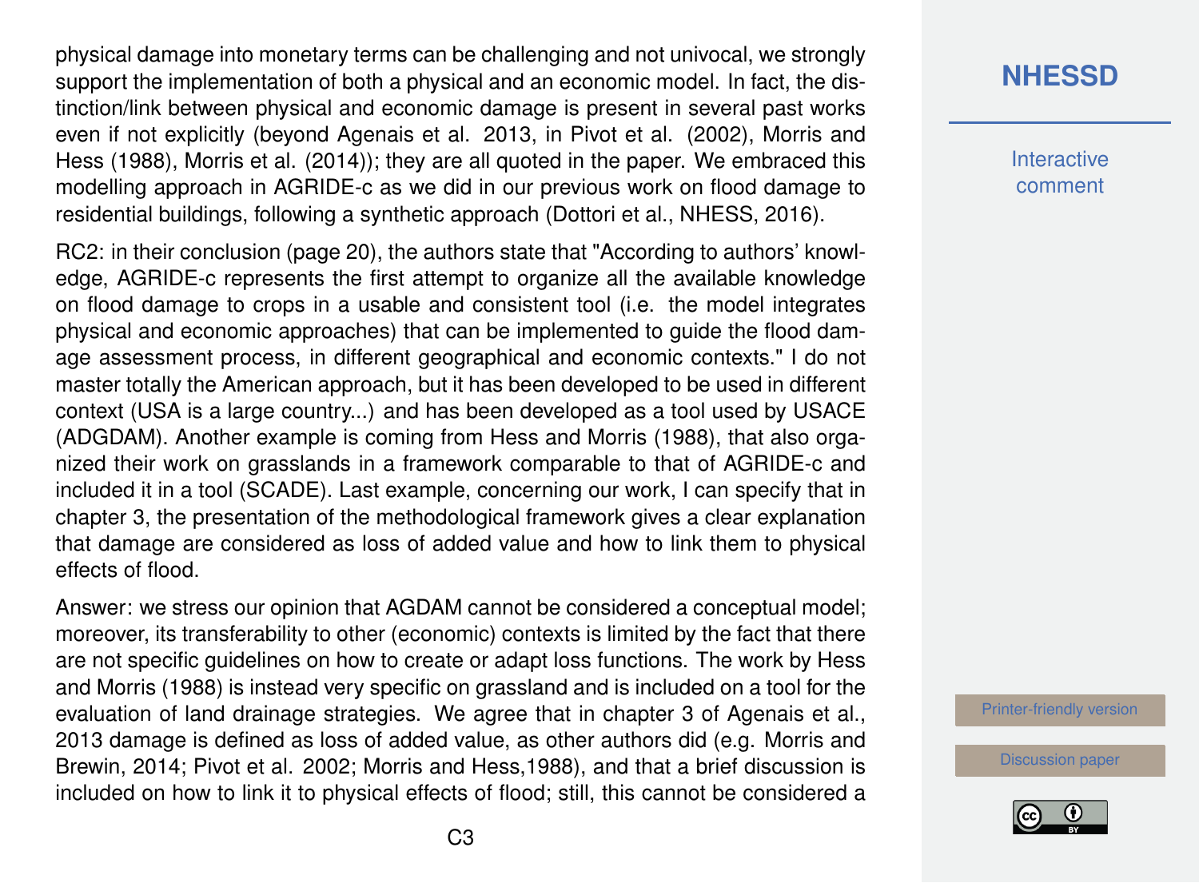physical damage into monetary terms can be challenging and not univocal, we strongly support the implementation of both a physical and an economic model. In fact, the distinction/link between physical and economic damage is present in several past works even if not explicitly (beyond Agenais et al. 2013, in Pivot et al. (2002), Morris and Hess (1988), Morris et al. (2014)); they are all quoted in the paper. We embraced this modelling approach in AGRIDE-c as we did in our previous work on flood damage to residential buildings, following a synthetic approach (Dottori et al., NHESS, 2016).

RC2: in their conclusion (page 20), the authors state that "According to authors' knowledge, AGRIDE-c represents the first attempt to organize all the available knowledge on flood damage to crops in a usable and consistent tool (i.e. the model integrates physical and economic approaches) that can be implemented to guide the flood damage assessment process, in different geographical and economic contexts." I do not master totally the American approach, but it has been developed to be used in different context (USA is a large country...) and has been developed as a tool used by USACE (ADGDAM). Another example is coming from Hess and Morris (1988), that also organized their work on grasslands in a framework comparable to that of AGRIDE-c and included it in a tool (SCADE). Last example, concerning our work, I can specify that in chapter 3, the presentation of the methodological framework gives a clear explanation that damage are considered as loss of added value and how to link them to physical effects of flood.

Answer: we stress our opinion that AGDAM cannot be considered a conceptual model; moreover, its transferability to other (economic) contexts is limited by the fact that there are not specific guidelines on how to create or adapt loss functions. The work by Hess and Morris (1988) is instead very specific on grassland and is included on a tool for the evaluation of land drainage strategies. We agree that in chapter 3 of Agenais et al., 2013 damage is defined as loss of added value, as other authors did (e.g. Morris and Brewin, 2014; Pivot et al. 2002; Morris and Hess,1988), and that a brief discussion is included on how to link it to physical effects of flood; still, this cannot be considered a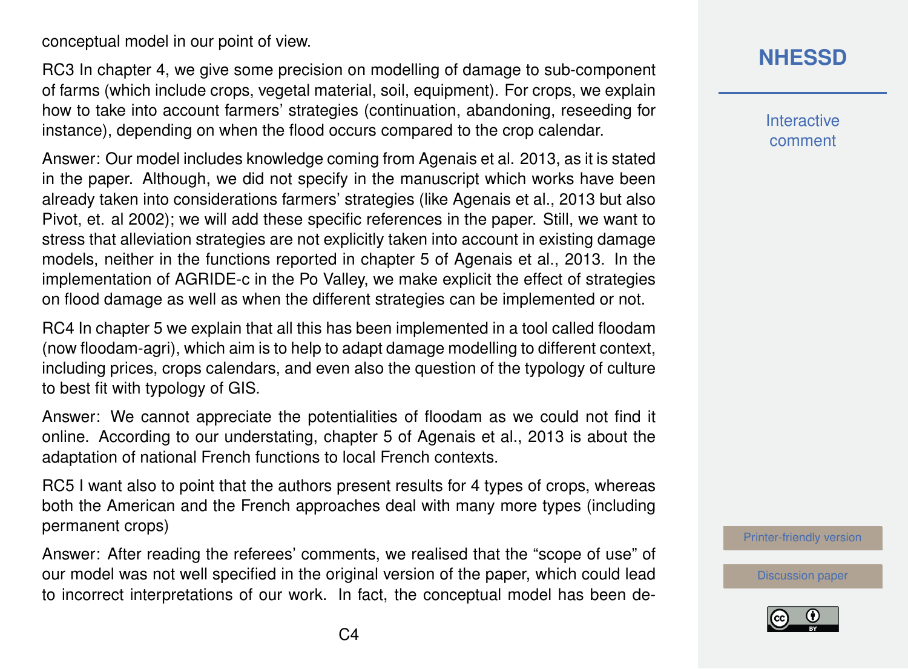conceptual model in our point of view.

RC3 In chapter 4, we give some precision on modelling of damage to sub-component of farms (which include crops, vegetal material, soil, equipment). For crops, we explain how to take into account farmers' strategies (continuation, abandoning, reseeding for instance), depending on when the flood occurs compared to the crop calendar.

Answer: Our model includes knowledge coming from Agenais et al. 2013, as it is stated in the paper. Although, we did not specify in the manuscript which works have been already taken into considerations farmers' strategies (like Agenais et al., 2013 but also Pivot, et. al 2002); we will add these specific references in the paper. Still, we want to stress that alleviation strategies are not explicitly taken into account in existing damage models, neither in the functions reported in chapter 5 of Agenais et al., 2013. In the implementation of AGRIDE-c in the Po Valley, we make explicit the effect of strategies on flood damage as well as when the different strategies can be implemented or not.

RC4 In chapter 5 we explain that all this has been implemented in a tool called floodam (now floodam-agri), which aim is to help to adapt damage modelling to different context, including prices, crops calendars, and even also the question of the typology of culture to best fit with typology of GIS.

Answer: We cannot appreciate the potentialities of floodam as we could not find it online. According to our understating, chapter 5 of Agenais et al., 2013 is about the adaptation of national French functions to local French contexts.

RC5 I want also to point that the authors present results for 4 types of crops, whereas both the American and the French approaches deal with many more types (including permanent crops)

Answer: After reading the referees' comments, we realised that the "scope of use" of our model was not well specified in the original version of the paper, which could lead to incorrect interpretations of our work. In fact, the conceptual model has been de-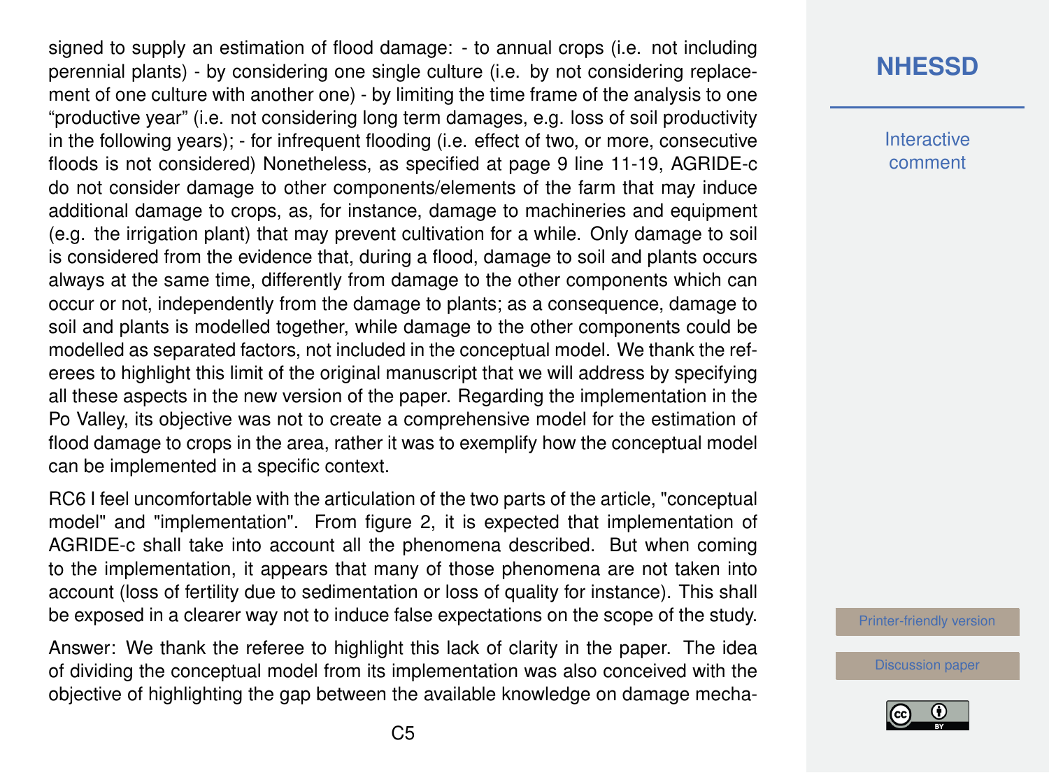signed to supply an estimation of flood damage: - to annual crops (i.e. not including perennial plants) - by considering one single culture (i.e. by not considering replacement of one culture with another one) - by limiting the time frame of the analysis to one "productive year" (i.e. not considering long term damages, e.g. loss of soil productivity in the following years); - for infrequent flooding (i.e. effect of two, or more, consecutive floods is not considered) Nonetheless, as specified at page 9 line 11-19, AGRIDE-c do not consider damage to other components/elements of the farm that may induce additional damage to crops, as, for instance, damage to machineries and equipment (e.g. the irrigation plant) that may prevent cultivation for a while. Only damage to soil is considered from the evidence that, during a flood, damage to soil and plants occurs always at the same time, differently from damage to the other components which can occur or not, independently from the damage to plants; as a consequence, damage to soil and plants is modelled together, while damage to the other components could be modelled as separated factors, not included in the conceptual model. We thank the referees to highlight this limit of the original manuscript that we will address by specifying all these aspects in the new version of the paper. Regarding the implementation in the Po Valley, its objective was not to create a comprehensive model for the estimation of flood damage to crops in the area, rather it was to exemplify how the conceptual model can be implemented in a specific context.

RC6 I feel uncomfortable with the articulation of the two parts of the article, "conceptual model" and "implementation". From figure 2, it is expected that implementation of AGRIDE-c shall take into account all the phenomena described. But when coming to the implementation, it appears that many of those phenomena are not taken into account (loss of fertility due to sedimentation or loss of quality for instance). This shall be exposed in a clearer way not to induce false expectations on the scope of the study.

Answer: We thank the referee to highlight this lack of clarity in the paper. The idea of dividing the conceptual model from its implementation was also conceived with the objective of highlighting the gap between the available knowledge on damage mecha-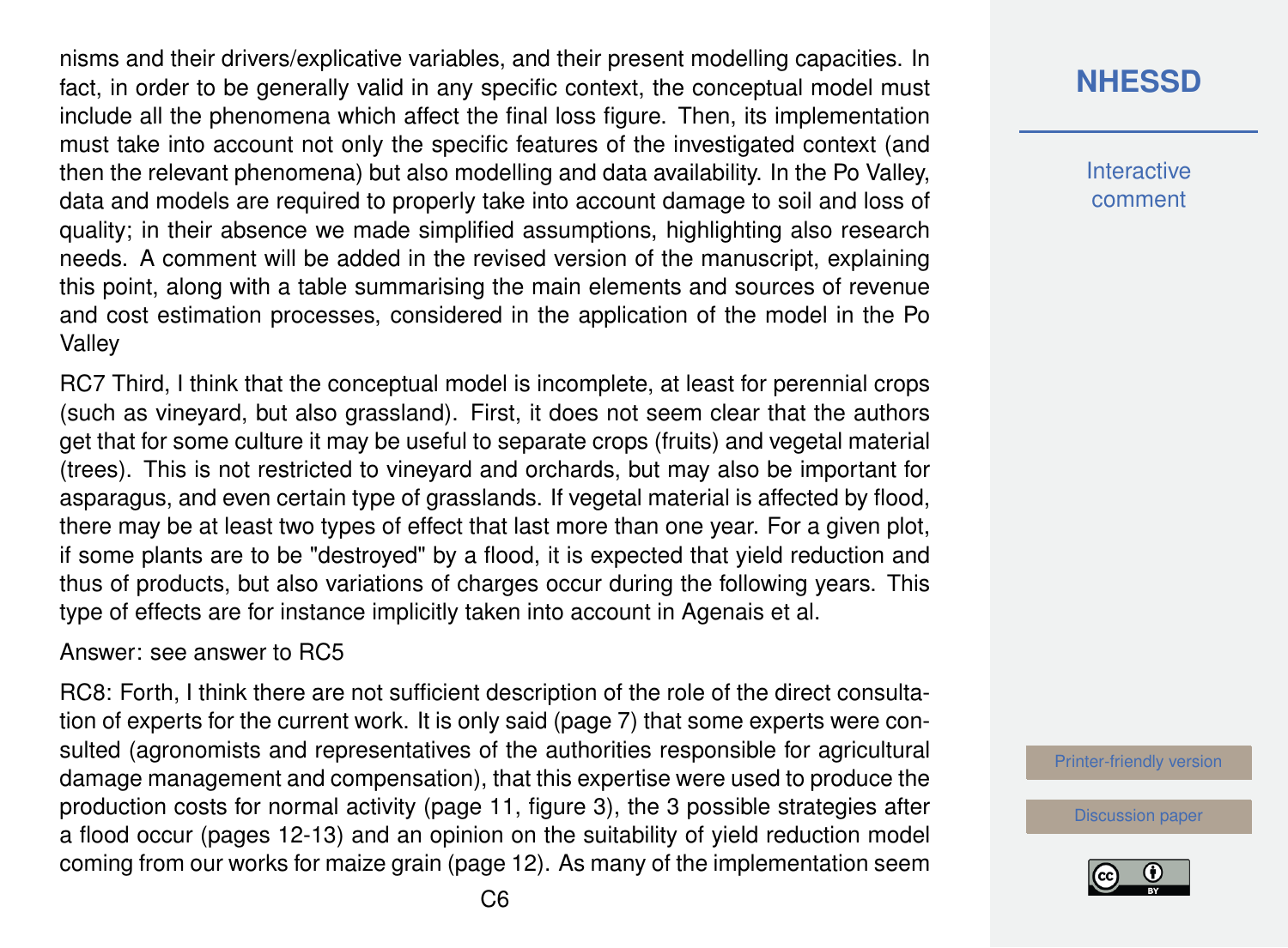nisms and their drivers/explicative variables, and their present modelling capacities. In fact, in order to be generally valid in any specific context, the conceptual model must include all the phenomena which affect the final loss figure. Then, its implementation must take into account not only the specific features of the investigated context (and then the relevant phenomena) but also modelling and data availability. In the Po Valley, data and models are required to properly take into account damage to soil and loss of quality; in their absence we made simplified assumptions, highlighting also research needs. A comment will be added in the revised version of the manuscript, explaining this point, along with a table summarising the main elements and sources of revenue and cost estimation processes, considered in the application of the model in the Po Valley

RC7 Third, I think that the conceptual model is incomplete, at least for perennial crops (such as vineyard, but also grassland). First, it does not seem clear that the authors get that for some culture it may be useful to separate crops (fruits) and vegetal material (trees). This is not restricted to vineyard and orchards, but may also be important for asparagus, and even certain type of grasslands. If vegetal material is affected by flood, there may be at least two types of effect that last more than one year. For a given plot, if some plants are to be "destroyed" by a flood, it is expected that yield reduction and thus of products, but also variations of charges occur during the following years. This type of effects are for instance implicitly taken into account in Agenais et al.

Answer: see answer to RC5

RC8: Forth, I think there are not sufficient description of the role of the direct consultation of experts for the current work. It is only said (page 7) that some experts were consulted (agronomists and representatives of the authorities responsible for agricultural damage management and compensation), that this expertise were used to produce the production costs for normal activity (page 11, figure 3), the 3 possible strategies after a flood occur (pages 12-13) and an opinion on the suitability of yield reduction model coming from our works for maize grain (page 12). As many of the implementation seem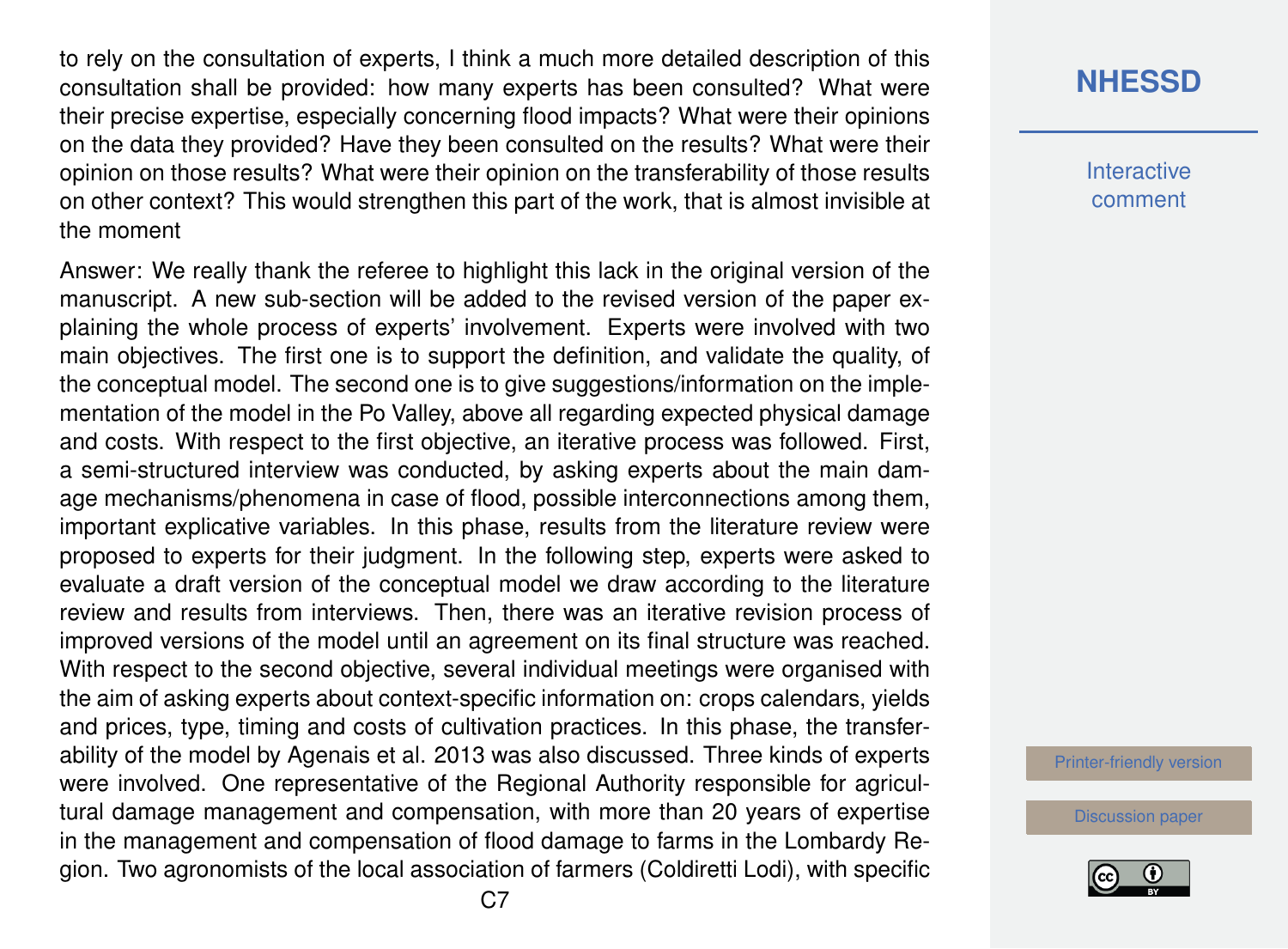to rely on the consultation of experts, I think a much more detailed description of this consultation shall be provided: how many experts has been consulted? What were their precise expertise, especially concerning flood impacts? What were their opinions on the data they provided? Have they been consulted on the results? What were their opinion on those results? What were their opinion on the transferability of those results on other context? This would strengthen this part of the work, that is almost invisible at the moment

Answer: We really thank the referee to highlight this lack in the original version of the manuscript. A new sub-section will be added to the revised version of the paper explaining the whole process of experts' involvement. Experts were involved with two main objectives. The first one is to support the definition, and validate the quality, of the conceptual model. The second one is to give suggestions/information on the implementation of the model in the Po Valley, above all regarding expected physical damage and costs. With respect to the first objective, an iterative process was followed. First, a semi-structured interview was conducted, by asking experts about the main damage mechanisms/phenomena in case of flood, possible interconnections among them, important explicative variables. In this phase, results from the literature review were proposed to experts for their judgment. In the following step, experts were asked to evaluate a draft version of the conceptual model we draw according to the literature review and results from interviews. Then, there was an iterative revision process of improved versions of the model until an agreement on its final structure was reached. With respect to the second objective, several individual meetings were organised with the aim of asking experts about context-specific information on: crops calendars, yields and prices, type, timing and costs of cultivation practices. In this phase, the transferability of the model by Agenais et al. 2013 was also discussed. Three kinds of experts were involved. One representative of the Regional Authority responsible for agricultural damage management and compensation, with more than 20 years of expertise in the management and compensation of flood damage to farms in the Lombardy Region. Two agronomists of the local association of farmers (Coldiretti Lodi), with specific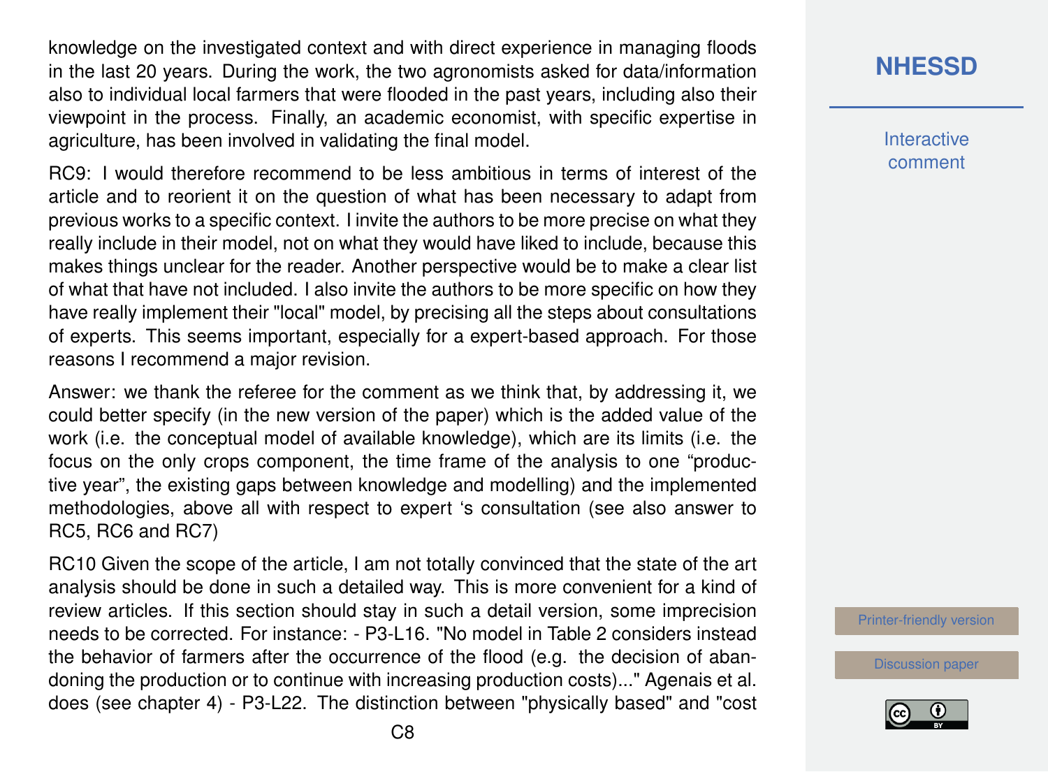knowledge on the investigated context and with direct experience in managing floods in the last 20 years. During the work, the two agronomists asked for data/information also to individual local farmers that were flooded in the past years, including also their viewpoint in the process. Finally, an academic economist, with specific expertise in agriculture, has been involved in validating the final model.

RC9: I would therefore recommend to be less ambitious in terms of interest of the article and to reorient it on the question of what has been necessary to adapt from previous works to a specific context. I invite the authors to be more precise on what they really include in their model, not on what they would have liked to include, because this makes things unclear for the reader. Another perspective would be to make a clear list of what that have not included. I also invite the authors to be more specific on how they have really implement their "local" model, by precising all the steps about consultations of experts. This seems important, especially for a expert-based approach. For those reasons I recommend a major revision.

Answer: we thank the referee for the comment as we think that, by addressing it, we could better specify (in the new version of the paper) which is the added value of the work (i.e. the conceptual model of available knowledge), which are its limits (i.e. the focus on the only crops component, the time frame of the analysis to one "productive year", the existing gaps between knowledge and modelling) and the implemented methodologies, above all with respect to expert 's consultation (see also answer to RC5, RC6 and RC7)

RC10 Given the scope of the article, I am not totally convinced that the state of the art analysis should be done in such a detailed way. This is more convenient for a kind of review articles. If this section should stay in such a detail version, some imprecision needs to be corrected. For instance: - P3-L16. "No model in Table 2 considers instead the behavior of farmers after the occurrence of the flood (e.g. the decision of abandoning the production or to continue with increasing production costs)..." Agenais et al. does (see chapter 4) - P3-L22. The distinction between "physically based" and "cost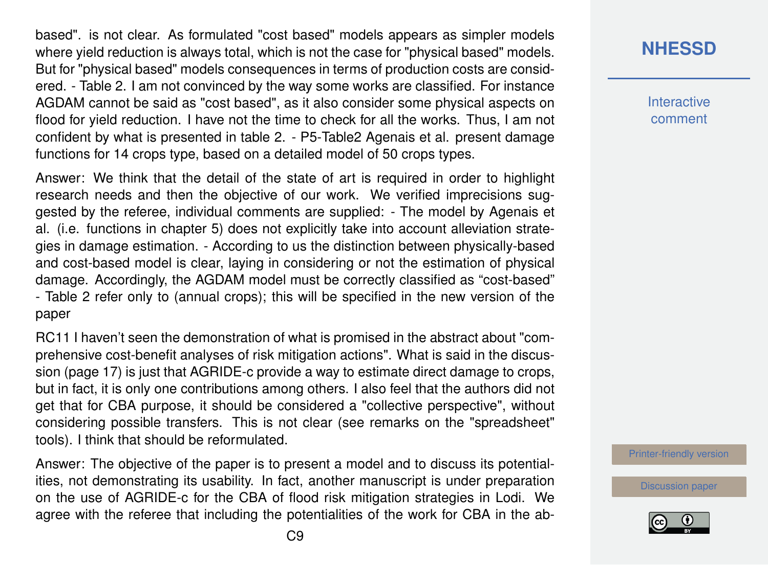based". is not clear. As formulated "cost based" models appears as simpler models where yield reduction is always total, which is not the case for "physical based" models. But for "physical based" models consequences in terms of production costs are considered. - Table 2. I am not convinced by the way some works are classified. For instance AGDAM cannot be said as "cost based", as it also consider some physical aspects on flood for yield reduction. I have not the time to check for all the works. Thus, I am not confident by what is presented in table 2. - P5-Table2 Agenais et al. present damage functions for 14 crops type, based on a detailed model of 50 crops types.

Answer: We think that the detail of the state of art is required in order to highlight research needs and then the objective of our work. We verified imprecisions suggested by the referee, individual comments are supplied: - The model by Agenais et al. (i.e. functions in chapter 5) does not explicitly take into account alleviation strategies in damage estimation. - According to us the distinction between physically-based and cost-based model is clear, laying in considering or not the estimation of physical damage. Accordingly, the AGDAM model must be correctly classified as "cost-based" - Table 2 refer only to (annual crops); this will be specified in the new version of the paper

RC11 I haven't seen the demonstration of what is promised in the abstract about "comprehensive cost-benefit analyses of risk mitigation actions". What is said in the discussion (page 17) is just that AGRIDE-c provide a way to estimate direct damage to crops, but in fact, it is only one contributions among others. I also feel that the authors did not get that for CBA purpose, it should be considered a "collective perspective", without considering possible transfers. This is not clear (see remarks on the "spreadsheet" tools). I think that should be reformulated.

Answer: The objective of the paper is to present a model and to discuss its potentialities, not demonstrating its usability. In fact, another manuscript is under preparation on the use of AGRIDE-c for the CBA of flood risk mitigation strategies in Lodi. We agree with the referee that including the potentialities of the work for CBA in the ab-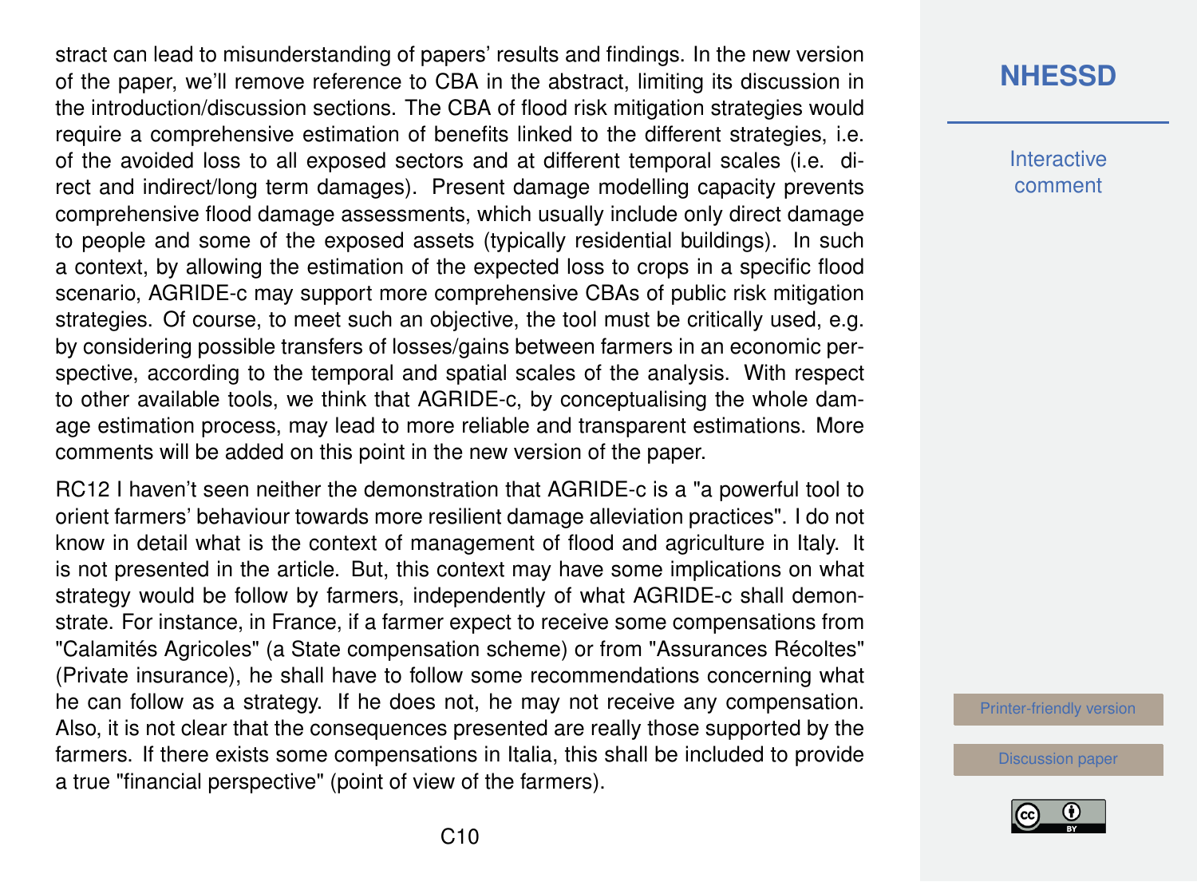stract can lead to misunderstanding of papers' results and findings. In the new version of the paper, we'll remove reference to CBA in the abstract, limiting its discussion in the introduction/discussion sections. The CBA of flood risk mitigation strategies would require a comprehensive estimation of benefits linked to the different strategies, i.e. of the avoided loss to all exposed sectors and at different temporal scales (i.e. direct and indirect/long term damages). Present damage modelling capacity prevents comprehensive flood damage assessments, which usually include only direct damage to people and some of the exposed assets (typically residential buildings). In such a context, by allowing the estimation of the expected loss to crops in a specific flood scenario, AGRIDE-c may support more comprehensive CBAs of public risk mitigation strategies. Of course, to meet such an objective, the tool must be critically used, e.g. by considering possible transfers of losses/gains between farmers in an economic perspective, according to the temporal and spatial scales of the analysis. With respect to other available tools, we think that AGRIDE-c, by conceptualising the whole damage estimation process, may lead to more reliable and transparent estimations. More comments will be added on this point in the new version of the paper.

RC12 I haven't seen neither the demonstration that AGRIDE-c is a "a powerful tool to orient farmers' behaviour towards more resilient damage alleviation practices". I do not know in detail what is the context of management of flood and agriculture in Italy. It is not presented in the article. But, this context may have some implications on what strategy would be follow by farmers, independently of what AGRIDE-c shall demonstrate. For instance, in France, if a farmer expect to receive some compensations from "Calamités Agricoles" (a State compensation scheme) or from "Assurances Récoltes" (Private insurance), he shall have to follow some recommendations concerning what he can follow as a strategy. If he does not, he may not receive any compensation. Also, it is not clear that the consequences presented are really those supported by the farmers. If there exists some compensations in Italia, this shall be included to provide a true "financial perspective" (point of view of the farmers).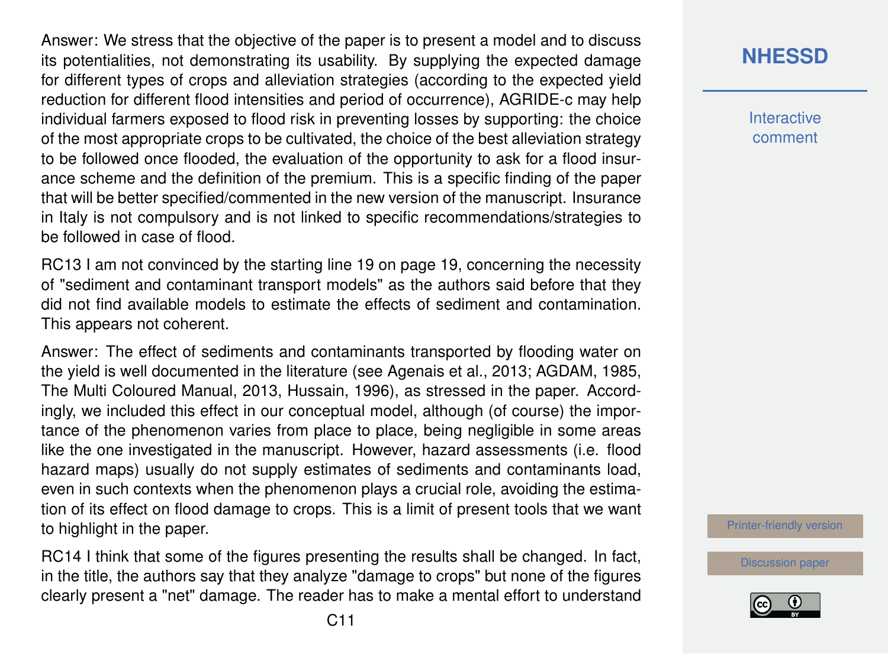Answer: We stress that the objective of the paper is to present a model and to discuss its potentialities, not demonstrating its usability. By supplying the expected damage for different types of crops and alleviation strategies (according to the expected yield reduction for different flood intensities and period of occurrence), AGRIDE-c may help individual farmers exposed to flood risk in preventing losses by supporting: the choice of the most appropriate crops to be cultivated, the choice of the best alleviation strategy to be followed once flooded, the evaluation of the opportunity to ask for a flood insurance scheme and the definition of the premium. This is a specific finding of the paper that will be better specified/commented in the new version of the manuscript. Insurance in Italy is not compulsory and is not linked to specific recommendations/strategies to be followed in case of flood.

RC13 I am not convinced by the starting line 19 on page 19, concerning the necessity of "sediment and contaminant transport models" as the authors said before that they did not find available models to estimate the effects of sediment and contamination. This appears not coherent.

Answer: The effect of sediments and contaminants transported by flooding water on the yield is well documented in the literature (see Agenais et al., 2013; AGDAM, 1985, The Multi Coloured Manual, 2013, Hussain, 1996), as stressed in the paper. Accordingly, we included this effect in our conceptual model, although (of course) the importance of the phenomenon varies from place to place, being negligible in some areas like the one investigated in the manuscript. However, hazard assessments (i.e. flood hazard maps) usually do not supply estimates of sediments and contaminants load, even in such contexts when the phenomenon plays a crucial role, avoiding the estimation of its effect on flood damage to crops. This is a limit of present tools that we want to highlight in the paper.

RC14 I think that some of the figures presenting the results shall be changed. In fact, in the title, the authors say that they analyze "damage to crops" but none of the figures clearly present a "net" damage. The reader has to make a mental effort to understand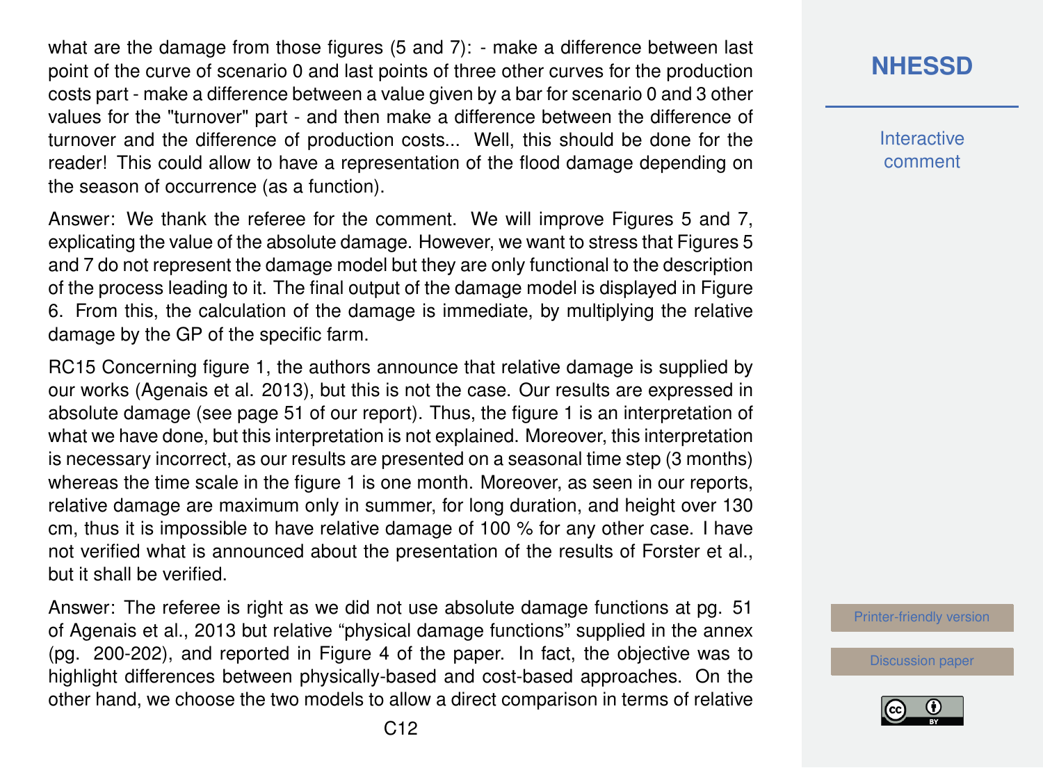what are the damage from those figures (5 and 7): - make a difference between last point of the curve of scenario 0 and last points of three other curves for the production costs part - make a difference between a value given by a bar for scenario 0 and 3 other values for the "turnover" part - and then make a difference between the difference of turnover and the difference of production costs... Well, this should be done for the reader! This could allow to have a representation of the flood damage depending on the season of occurrence (as a function).

Answer: We thank the referee for the comment. We will improve Figures 5 and 7, explicating the value of the absolute damage. However, we want to stress that Figures 5 and 7 do not represent the damage model but they are only functional to the description of the process leading to it. The final output of the damage model is displayed in Figure 6. From this, the calculation of the damage is immediate, by multiplying the relative damage by the GP of the specific farm.

RC15 Concerning figure 1, the authors announce that relative damage is supplied by our works (Agenais et al. 2013), but this is not the case. Our results are expressed in absolute damage (see page 51 of our report). Thus, the figure 1 is an interpretation of what we have done, but this interpretation is not explained. Moreover, this interpretation is necessary incorrect, as our results are presented on a seasonal time step (3 months) whereas the time scale in the figure 1 is one month. Moreover, as seen in our reports, relative damage are maximum only in summer, for long duration, and height over 130 cm, thus it is impossible to have relative damage of 100 % for any other case. I have not verified what is announced about the presentation of the results of Forster et al., but it shall be verified.

Answer: The referee is right as we did not use absolute damage functions at pg. 51 of Agenais et al., 2013 but relative "physical damage functions" supplied in the annex (pg. 200-202), and reported in Figure 4 of the paper. In fact, the objective was to highlight differences between physically-based and cost-based approaches. On the other hand, we choose the two models to allow a direct comparison in terms of relative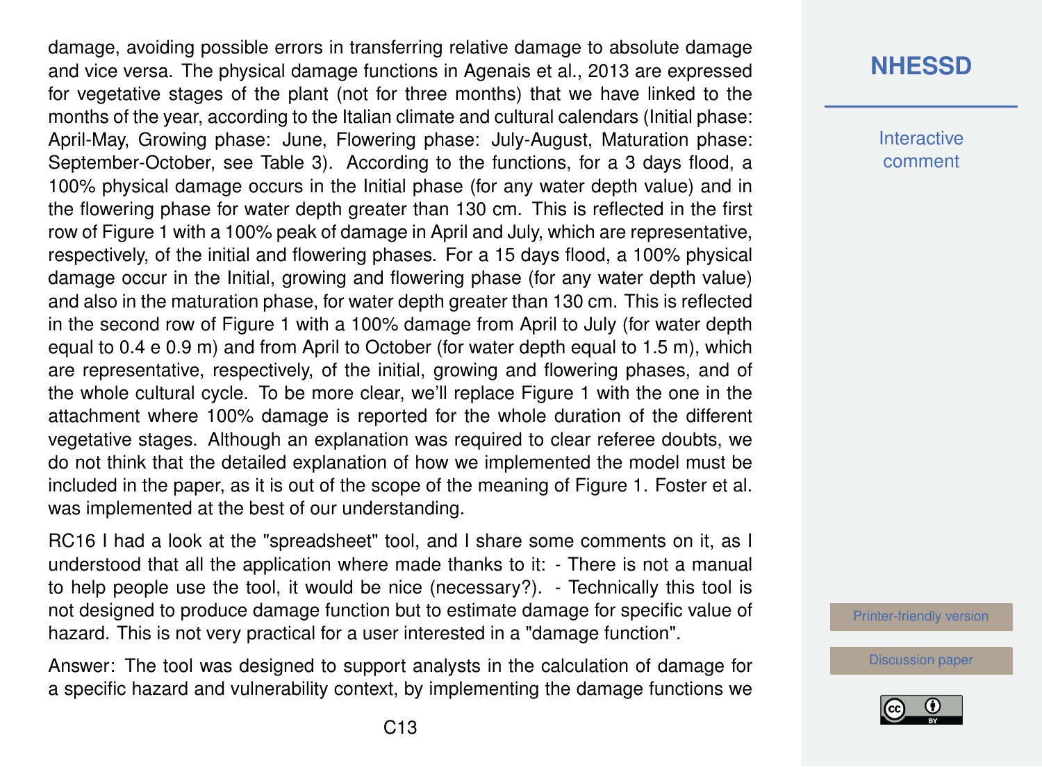damage, avoiding possible errors in transferring relative damage to absolute damage and vice versa. The physical damage functions in Agenais et al., 2013 are expressed for vegetative stages of the plant (not for three months) that we have linked to the months of the year, according to the Italian climate and cultural calendars (Initial phase: April-May, Growing phase: June, Flowering phase: July-August, Maturation phase: September-October, see Table 3). According to the functions, for a 3 days flood, a 100% physical damage occurs in the Initial phase (for any water depth value) and in the flowering phase for water depth greater than 130 cm. This is reflected in the first row of Figure 1 with a 100% peak of damage in April and July, which are representative, respectively, of the initial and flowering phases. For a 15 days flood, a 100% physical damage occur in the Initial, growing and flowering phase (for any water depth value) and also in the maturation phase, for water depth greater than 130 cm. This is reflected in the second row of Figure 1 with a 100% damage from April to July (for water depth equal to 0.4 e 0.9 m) and from April to October (for water depth equal to 1.5 m), which are representative, respectively, of the initial, growing and flowering phases, and of the whole cultural cycle. To be more clear, we'll replace Figure 1 with the one in the attachment where 100% damage is reported for the whole duration of the different vegetative stages. Although an explanation was required to clear referee doubts, we do not think that the detailed explanation of how we implemented the model must be included in the paper, as it is out of the scope of the meaning of Figure 1. Foster et al. was implemented at the best of our understanding.

RC16 I had a look at the "spreadsheet" tool, and I share some comments on it, as I understood that all the application where made thanks to it: - There is not a manual to help people use the tool, it would be nice (necessary?). - Technically this tool is not designed to produce damage function but to estimate damage for specific value of hazard. This is not very practical for a user interested in a "damage function".

Answer: The tool was designed to support analysts in the calculation of damage for a specific hazard and vulnerability context, by implementing the damage functions we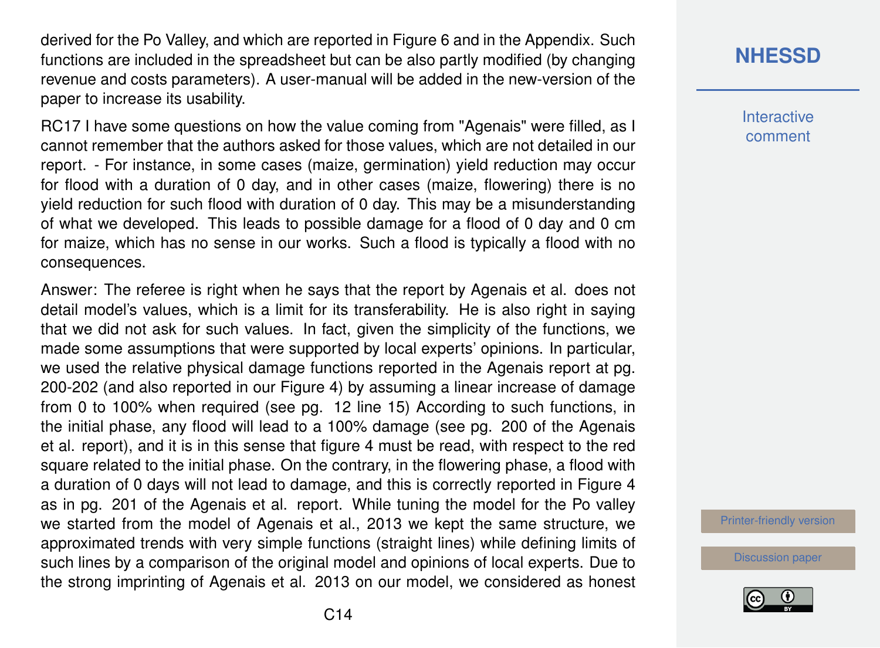derived for the Po Valley, and which are reported in Figure 6 and in the Appendix. Such functions are included in the spreadsheet but can be also partly modified (by changing revenue and costs parameters). A user-manual will be added in the new-version of the paper to increase its usability.

RC17 I have some questions on how the value coming from "Agenais" were filled, as I cannot remember that the authors asked for those values, which are not detailed in our report. - For instance, in some cases (maize, germination) yield reduction may occur for flood with a duration of 0 day, and in other cases (maize, flowering) there is no yield reduction for such flood with duration of 0 day. This may be a misunderstanding of what we developed. This leads to possible damage for a flood of 0 day and 0 cm for maize, which has no sense in our works. Such a flood is typically a flood with no consequences.

Answer: The referee is right when he says that the report by Agenais et al. does not detail model's values, which is a limit for its transferability. He is also right in saying that we did not ask for such values. In fact, given the simplicity of the functions, we made some assumptions that were supported by local experts' opinions. In particular, we used the relative physical damage functions reported in the Agenais report at pg. 200-202 (and also reported in our Figure 4) by assuming a linear increase of damage from 0 to 100% when required (see pg. 12 line 15) According to such functions, in the initial phase, any flood will lead to a 100% damage (see pg. 200 of the Agenais et al. report), and it is in this sense that figure 4 must be read, with respect to the red square related to the initial phase. On the contrary, in the flowering phase, a flood with a duration of 0 days will not lead to damage, and this is correctly reported in Figure 4 as in pg. 201 of the Agenais et al. report. While tuning the model for the Po valley we started from the model of Agenais et al., 2013 we kept the same structure, we approximated trends with very simple functions (straight lines) while defining limits of such lines by a comparison of the original model and opinions of local experts. Due to the strong imprinting of Agenais et al. 2013 on our model, we considered as honest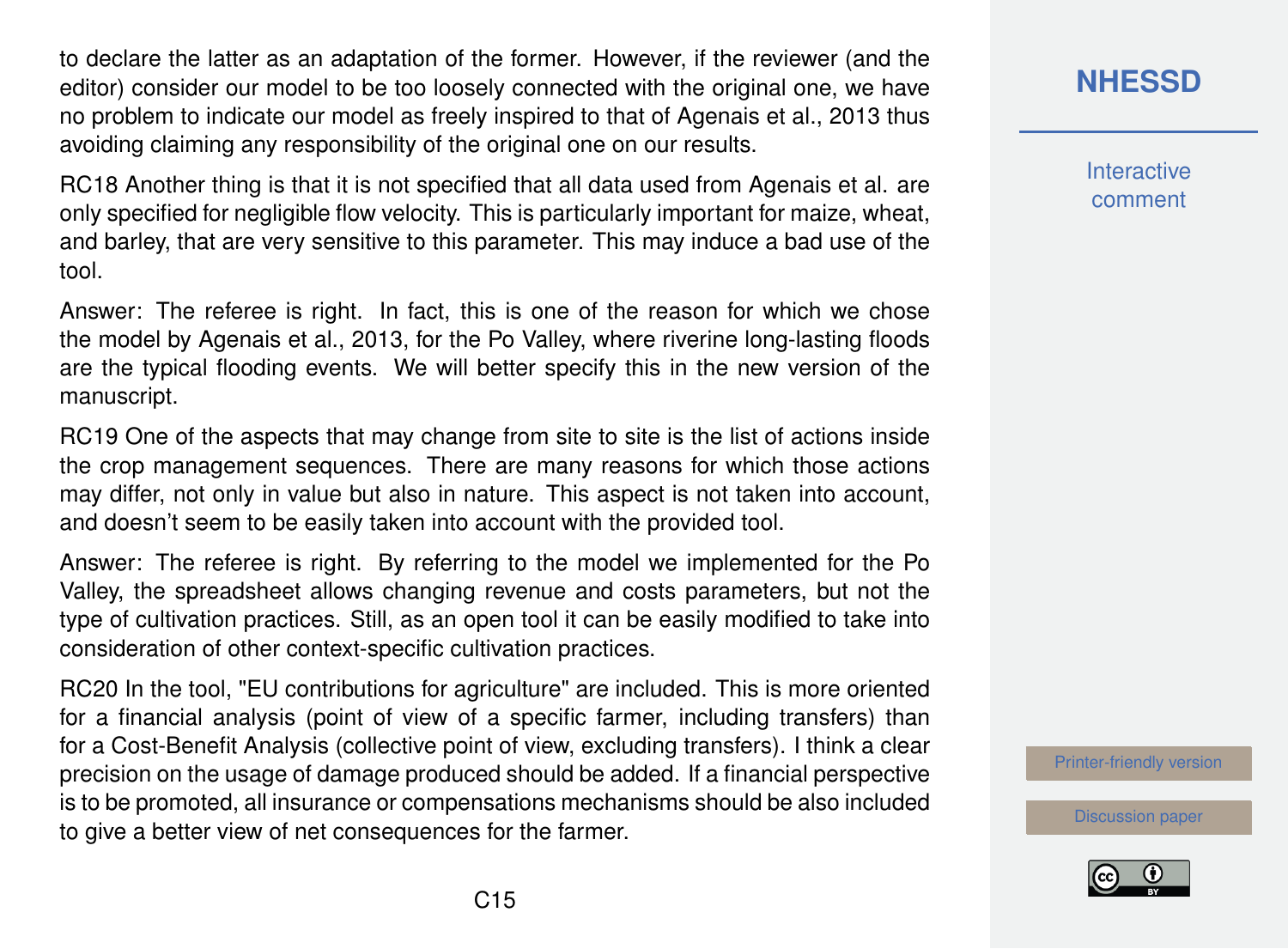to declare the latter as an adaptation of the former. However, if the reviewer (and the editor) consider our model to be too loosely connected with the original one, we have no problem to indicate our model as freely inspired to that of Agenais et al., 2013 thus avoiding claiming any responsibility of the original one on our results.

RC18 Another thing is that it is not specified that all data used from Agenais et al. are only specified for negligible flow velocity. This is particularly important for maize, wheat, and barley, that are very sensitive to this parameter. This may induce a bad use of the tool.

Answer: The referee is right. In fact, this is one of the reason for which we chose the model by Agenais et al., 2013, for the Po Valley, where riverine long-lasting floods are the typical flooding events. We will better specify this in the new version of the manuscript.

RC19 One of the aspects that may change from site to site is the list of actions inside the crop management sequences. There are many reasons for which those actions may differ, not only in value but also in nature. This aspect is not taken into account, and doesn't seem to be easily taken into account with the provided tool.

Answer: The referee is right. By referring to the model we implemented for the Po Valley, the spreadsheet allows changing revenue and costs parameters, but not the type of cultivation practices. Still, as an open tool it can be easily modified to take into consideration of other context-specific cultivation practices.

RC20 In the tool, "EU contributions for agriculture" are included. This is more oriented for a financial analysis (point of view of a specific farmer, including transfers) than for a Cost-Benefit Analysis (collective point of view, excluding transfers). I think a clear precision on the usage of damage produced should be added. If a financial perspective is to be promoted, all insurance or compensations mechanisms should be also included to give a better view of net consequences for the farmer.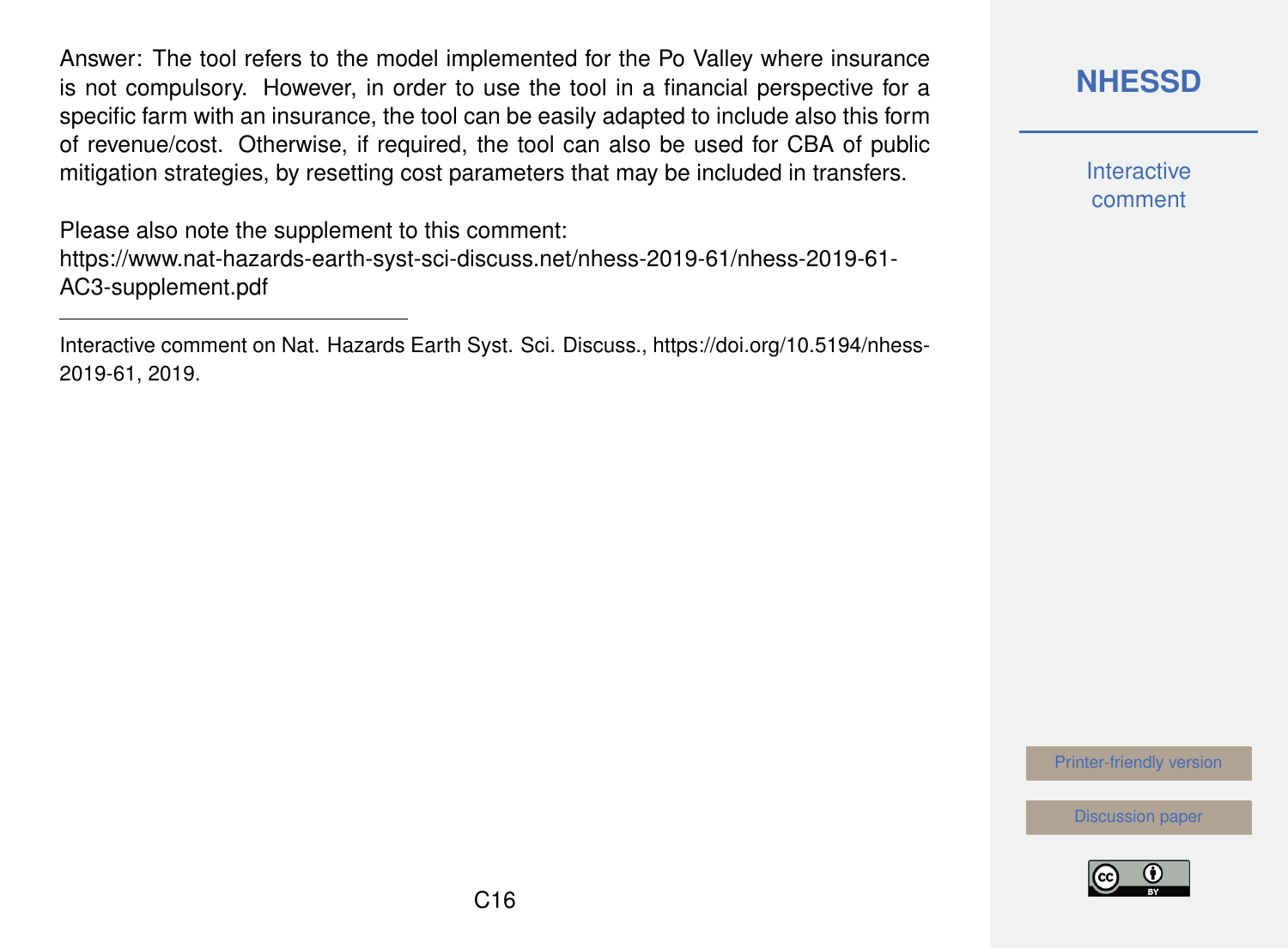Answer: The tool refers to the model implemented for the Po Valley where insurance is not compulsory. However, in order to use the tool in a financial perspective for a specific farm with an insurance, the tool can be easily adapted to include also this form of revenue/cost. Otherwise, if required, the tool can also be used for CBA of public mitigation strategies, by resetting cost parameters that may be included in transfers.

Please also note the supplement to this comment:
https://www.nat-hazards-earth-syst-sci-discuss.net/nhess-2019-61/nhess-2019-61-AC3-supplement.pdf

---

Interactive comment on Nat. Hazards Earth Syst. Sci. Discuss., https://doi.org/10.5194/nhess-2019-61, 2019.